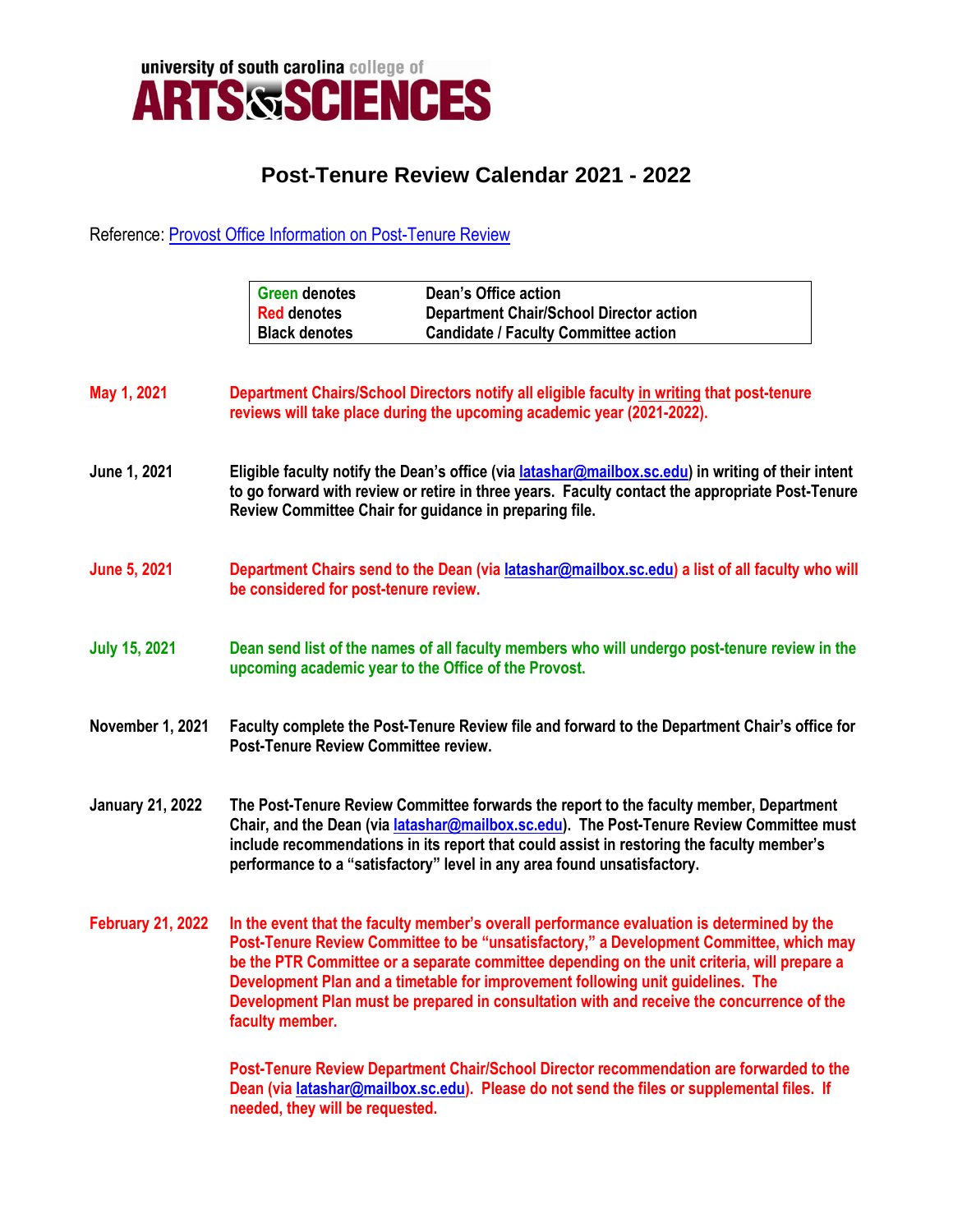university of south carolina college of
**ARTS & SCIENCES**

# Post-Tenure Review Calendar 2021 - 2022

Reference: [Provost Office Information on Post-Tenure Review]()

| | |
|---|---|
| **Green denotes** | **Dean's Office action** |
| **Red denotes** | **Department Chair/School Director action** |
| **Black denotes** | **Candidate / Faculty Committee action** |

**May 1, 2021** — **Department Chairs/School Directors notify all eligible faculty in writing that post-tenure reviews will take place during the upcoming academic year (2021-2022).**

**June 1, 2021** — **Eligible faculty notify the Dean's office (via latashar@mailbox.sc.edu) in writing of their intent to go forward with review or retire in three years. Faculty contact the appropriate Post-Tenure Review Committee Chair for guidance in preparing file.**

**June 5, 2021** — **Department Chairs send to the Dean (via latashar@mailbox.sc.edu) a list of all faculty who will be considered for post-tenure review.**

**July 15, 2021** — **Dean send list of the names of all faculty members who will undergo post-tenure review in the upcoming academic year to the Office of the Provost.**

**November 1, 2021** — **Faculty complete the Post-Tenure Review file and forward to the Department Chair's office for Post-Tenure Review Committee review.**

**January 21, 2022** — **The Post-Tenure Review Committee forwards the report to the faculty member, Department Chair, and the Dean (via latashar@mailbox.sc.edu). The Post-Tenure Review Committee must include recommendations in its report that could assist in restoring the faculty member's performance to a "satisfactory" level in any area found unsatisfactory.**

**February 21, 2022** — **In the event that the faculty member's overall performance evaluation is determined by the Post-Tenure Review Committee to be "unsatisfactory," a Development Committee, which may be the PTR Committee or a separate committee depending on the unit criteria, will prepare a Development Plan and a timetable for improvement following unit guidelines. The Development Plan must be prepared in consultation with and receive the concurrence of the faculty member.**

**Post-Tenure Review Department Chair/School Director recommendation are forwarded to the Dean (via latashar@mailbox.sc.edu). Please do not send the files or supplemental files. If needed, they will be requested.**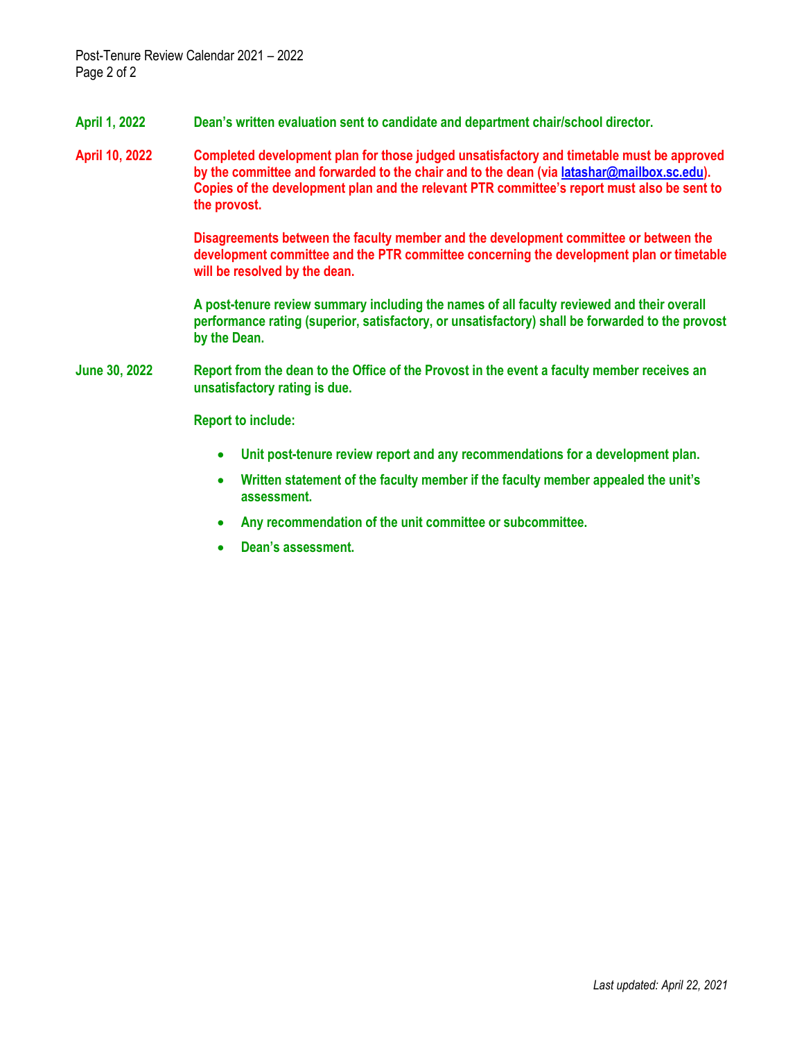**April 1, 2022** **Dean's written evaluation sent to candidate and department chair/school director.**

**April 10, 2022** **Completed development plan for those judged unsatisfactory and timetable must be approved by the committee and forwarded to the chair and to the dean (via [latashar@mailbox.sc.edu](mailto:latashar@mailbox.sc.edu)). Copies of the development plan and the relevant PTR committee's report must also be sent to the provost.**

**Disagreements between the faculty member and the development committee or between the development committee and the PTR committee concerning the development plan or timetable will be resolved by the dean.**

**A post-tenure review summary including the names of all faculty reviewed and their overall performance rating (superior, satisfactory, or unsatisfactory) shall be forwarded to the provost by the Dean.**

**June 30, 2022** **Report from the dean to the Office of the Provost in the event a faculty member receives an unsatisfactory rating is due.**

**Report to include:**

- **Unit post-tenure review report and any recommendations for a development plan.**
- **Written statement of the faculty member if the faculty member appealed the unit's assessment.**
- **Any recommendation of the unit committee or subcommittee.**
- **Dean's assessment.**

*Last updated: April 22, 2021*